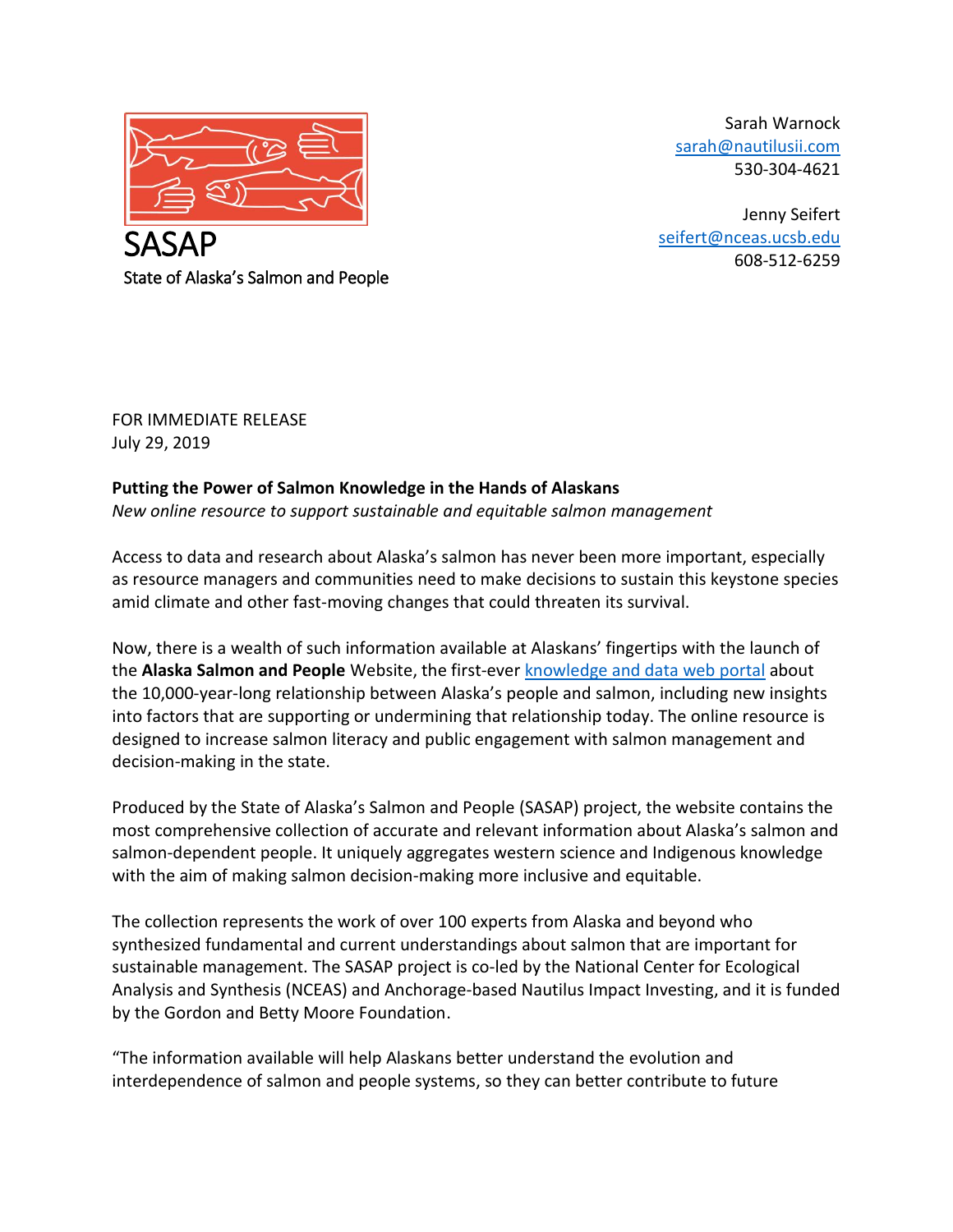SASAP
State of Alaska's Salmon and People

Sarah Warnock
[sarah@nautilusii.com](mailto:sarah@nautilusii.com)
530-304-4621

Jenny Seifert
[seifert@nceas.ucsb.edu](mailto:seifert@nceas.ucsb.edu)
608-512-6259

FOR IMMEDIATE RELEASE
July 29, 2019

**Putting the Power of Salmon Knowledge in the Hands of Alaskans**
*New online resource to support sustainable and equitable salmon management*

Access to data and research about Alaska's salmon has never been more important, especially as resource managers and communities need to make decisions to sustain this keystone species amid climate and other fast-moving changes that could threaten its survival.

Now, there is a wealth of such information available at Alaskans' fingertips with the launch of the **Alaska Salmon and People** Website, the first-ever knowledge and data web portal about the 10,000-year-long relationship between Alaska's people and salmon, including new insights into factors that are supporting or undermining that relationship today. The online resource is designed to increase salmon literacy and public engagement with salmon management and decision-making in the state.

Produced by the State of Alaska's Salmon and People (SASAP) project, the website contains the most comprehensive collection of accurate and relevant information about Alaska's salmon and salmon-dependent people. It uniquely aggregates western science and Indigenous knowledge with the aim of making salmon decision-making more inclusive and equitable.

The collection represents the work of over 100 experts from Alaska and beyond who synthesized fundamental and current understandings about salmon that are important for sustainable management. The SASAP project is co-led by the National Center for Ecological Analysis and Synthesis (NCEAS) and Anchorage-based Nautilus Impact Investing, and it is funded by the Gordon and Betty Moore Foundation.

"The information available will help Alaskans better understand the evolution and interdependence of salmon and people systems, so they can better contribute to future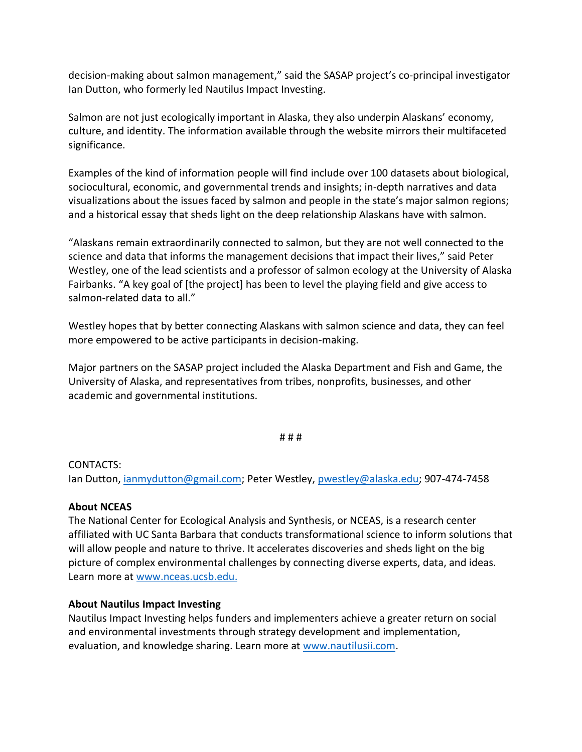decision-making about salmon management," said the SASAP project's co-principal investigator Ian Dutton, who formerly led Nautilus Impact Investing.

Salmon are not just ecologically important in Alaska, they also underpin Alaskans' economy, culture, and identity. The information available through the website mirrors their multifaceted significance.

Examples of the kind of information people will find include over 100 datasets about biological, sociocultural, economic, and governmental trends and insights; in-depth narratives and data visualizations about the issues faced by salmon and people in the state's major salmon regions; and a historical essay that sheds light on the deep relationship Alaskans have with salmon.

"Alaskans remain extraordinarily connected to salmon, but they are not well connected to the science and data that informs the management decisions that impact their lives," said Peter Westley, one of the lead scientists and a professor of salmon ecology at the University of Alaska Fairbanks. "A key goal of [the project] has been to level the playing field and give access to salmon-related data to all."

Westley hopes that by better connecting Alaskans with salmon science and data, they can feel more empowered to be active participants in decision-making.

Major partners on the SASAP project included the Alaska Department and Fish and Game, the University of Alaska, and representatives from tribes, nonprofits, businesses, and other academic and governmental institutions.

# # #

CONTACTS:
Ian Dutton, ianmydutton@gmail.com; Peter Westley, pwestley@alaska.edu; 907-474-7458

**About NCEAS**
The National Center for Ecological Analysis and Synthesis, or NCEAS, is a research center affiliated with UC Santa Barbara that conducts transformational science to inform solutions that will allow people and nature to thrive. It accelerates discoveries and sheds light on the big picture of complex environmental challenges by connecting diverse experts, data, and ideas. Learn more at www.nceas.ucsb.edu.

**About Nautilus Impact Investing**
Nautilus Impact Investing helps funders and implementers achieve a greater return on social and environmental investments through strategy development and implementation, evaluation, and knowledge sharing. Learn more at www.nautilusii.com.